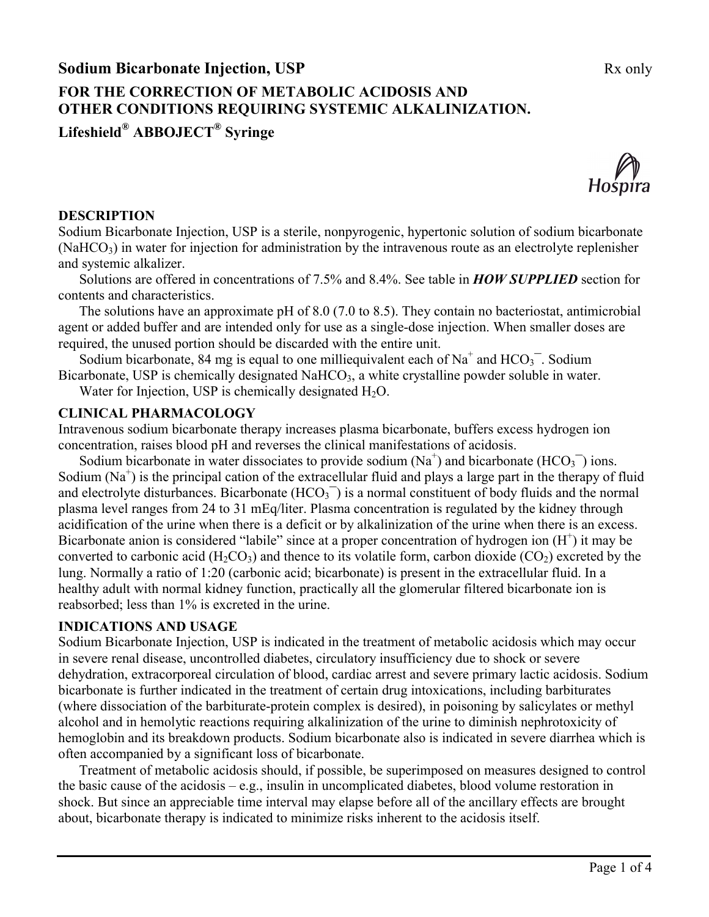# Sodium Bicarbonate Injection, USP

Rx only

## FOR THE CORRECTION OF METABOLIC ACIDOSIS AND OTHER CONDITIONS REQUIRING SYSTEMIC ALKALINIZATION.

**Lifeshield® ABBOJECT® Syringe**

Hospira

## DESCRIPTION

Sodium Bicarbonate Injection, USP is a sterile, nonpyrogenic, hypertonic solution of sodium bicarbonate ($NaHCO_3$) in water for injection for administration by the intravenous route as an electrolyte replenisher and systemic alkalizer.

Solutions are offered in concentrations of 7.5% and 8.4%. See table in ***HOW SUPPLIED*** section for contents and characteristics.

The solutions have an approximate pH of 8.0 (7.0 to 8.5). They contain no bacteriostat, antimicrobial agent or added buffer and are intended only for use as a single-dose injection. When smaller doses are required, the unused portion should be discarded with the entire unit.

Sodium bicarbonate, 84 mg is equal to one milliequivalent each of $Na^+$ and $HCO_3^-$. Sodium Bicarbonate, USP is chemically designated $NaHCO_3$, a white crystalline powder soluble in water.

Water for Injection, USP is chemically designated $H_2O$.

## CLINICAL PHARMACOLOGY

Intravenous sodium bicarbonate therapy increases plasma bicarbonate, buffers excess hydrogen ion concentration, raises blood pH and reverses the clinical manifestations of acidosis.

Sodium bicarbonate in water dissociates to provide sodium ($Na^+$) and bicarbonate ($HCO_3^-$) ions. Sodium ($Na^+$) is the principal cation of the extracellular fluid and plays a large part in the therapy of fluid and electrolyte disturbances. Bicarbonate ($HCO_3^-$) is a normal constituent of body fluids and the normal plasma level ranges from 24 to 31 mEq/liter. Plasma concentration is regulated by the kidney through acidification of the urine when there is a deficit or by alkalinization of the urine when there is an excess. Bicarbonate anion is considered "labile" since at a proper concentration of hydrogen ion ($H^+$) it may be converted to carbonic acid ($H_2CO_3$) and thence to its volatile form, carbon dioxide ($CO_2$) excreted by the lung. Normally a ratio of 1:20 (carbonic acid; bicarbonate) is present in the extracellular fluid. In a healthy adult with normal kidney function, practically all the glomerular filtered bicarbonate ion is reabsorbed; less than 1% is excreted in the urine.

## INDICATIONS AND USAGE

Sodium Bicarbonate Injection, USP is indicated in the treatment of metabolic acidosis which may occur in severe renal disease, uncontrolled diabetes, circulatory insufficiency due to shock or severe dehydration, extracorporeal circulation of blood, cardiac arrest and severe primary lactic acidosis. Sodium bicarbonate is further indicated in the treatment of certain drug intoxications, including barbiturates (where dissociation of the barbiturate-protein complex is desired), in poisoning by salicylates or methyl alcohol and in hemolytic reactions requiring alkalinization of the urine to diminish nephrotoxicity of hemoglobin and its breakdown products. Sodium bicarbonate also is indicated in severe diarrhea which is often accompanied by a significant loss of bicarbonate.

Treatment of metabolic acidosis should, if possible, be superimposed on measures designed to control the basic cause of the acidosis – e.g., insulin in uncomplicated diabetes, blood volume restoration in shock. But since an appreciable time interval may elapse before all of the ancillary effects are brought about, bicarbonate therapy is indicated to minimize risks inherent to the acidosis itself.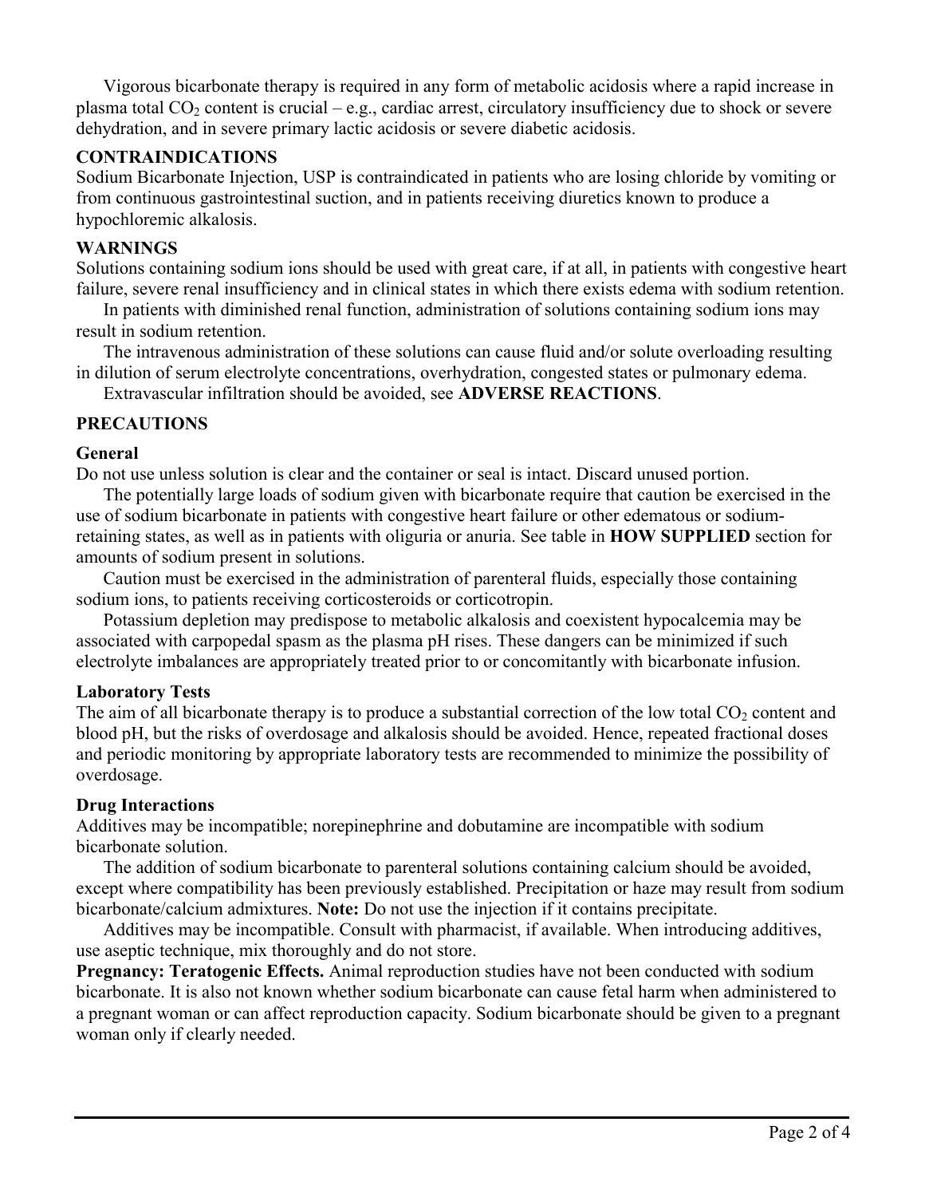Vigorous bicarbonate therapy is required in any form of metabolic acidosis where a rapid increase in plasma total $CO_2$ content is crucial – e.g., cardiac arrest, circulatory insufficiency due to shock or severe dehydration, and in severe primary lactic acidosis or severe diabetic acidosis.

## CONTRAINDICATIONS

Sodium Bicarbonate Injection, USP is contraindicated in patients who are losing chloride by vomiting or from continuous gastrointestinal suction, and in patients receiving diuretics known to produce a hypochloremic alkalosis.

## WARNINGS

Solutions containing sodium ions should be used with great care, if at all, in patients with congestive heart failure, severe renal insufficiency and in clinical states in which there exists edema with sodium retention.

In patients with diminished renal function, administration of solutions containing sodium ions may result in sodium retention.

The intravenous administration of these solutions can cause fluid and/or solute overloading resulting in dilution of serum electrolyte concentrations, overhydration, congested states or pulmonary edema.

Extravascular infiltration should be avoided, see **ADVERSE REACTIONS**.

## PRECAUTIONS

### General

Do not use unless solution is clear and the container or seal is intact. Discard unused portion.

The potentially large loads of sodium given with bicarbonate require that caution be exercised in the use of sodium bicarbonate in patients with congestive heart failure or other edematous or sodium-retaining states, as well as in patients with oliguria or anuria. See table in **HOW SUPPLIED** section for amounts of sodium present in solutions.

Caution must be exercised in the administration of parenteral fluids, especially those containing sodium ions, to patients receiving corticosteroids or corticotropin.

Potassium depletion may predispose to metabolic alkalosis and coexistent hypocalcemia may be associated with carpopedal spasm as the plasma pH rises. These dangers can be minimized if such electrolyte imbalances are appropriately treated prior to or concomitantly with bicarbonate infusion.

### Laboratory Tests

The aim of all bicarbonate therapy is to produce a substantial correction of the low total $CO_2$ content and blood pH, but the risks of overdosage and alkalosis should be avoided. Hence, repeated fractional doses and periodic monitoring by appropriate laboratory tests are recommended to minimize the possibility of overdosage.

### Drug Interactions

Additives may be incompatible; norepinephrine and dobutamine are incompatible with sodium bicarbonate solution.

The addition of sodium bicarbonate to parenteral solutions containing calcium should be avoided, except where compatibility has been previously established. Precipitation or haze may result from sodium bicarbonate/calcium admixtures. **Note:** Do not use the injection if it contains precipitate.

Additives may be incompatible. Consult with pharmacist, if available. When introducing additives, use aseptic technique, mix thoroughly and do not store.

**Pregnancy: Teratogenic Effects.** Animal reproduction studies have not been conducted with sodium bicarbonate. It is also not known whether sodium bicarbonate can cause fetal harm when administered to a pregnant woman or can affect reproduction capacity. Sodium bicarbonate should be given to a pregnant woman only if clearly needed.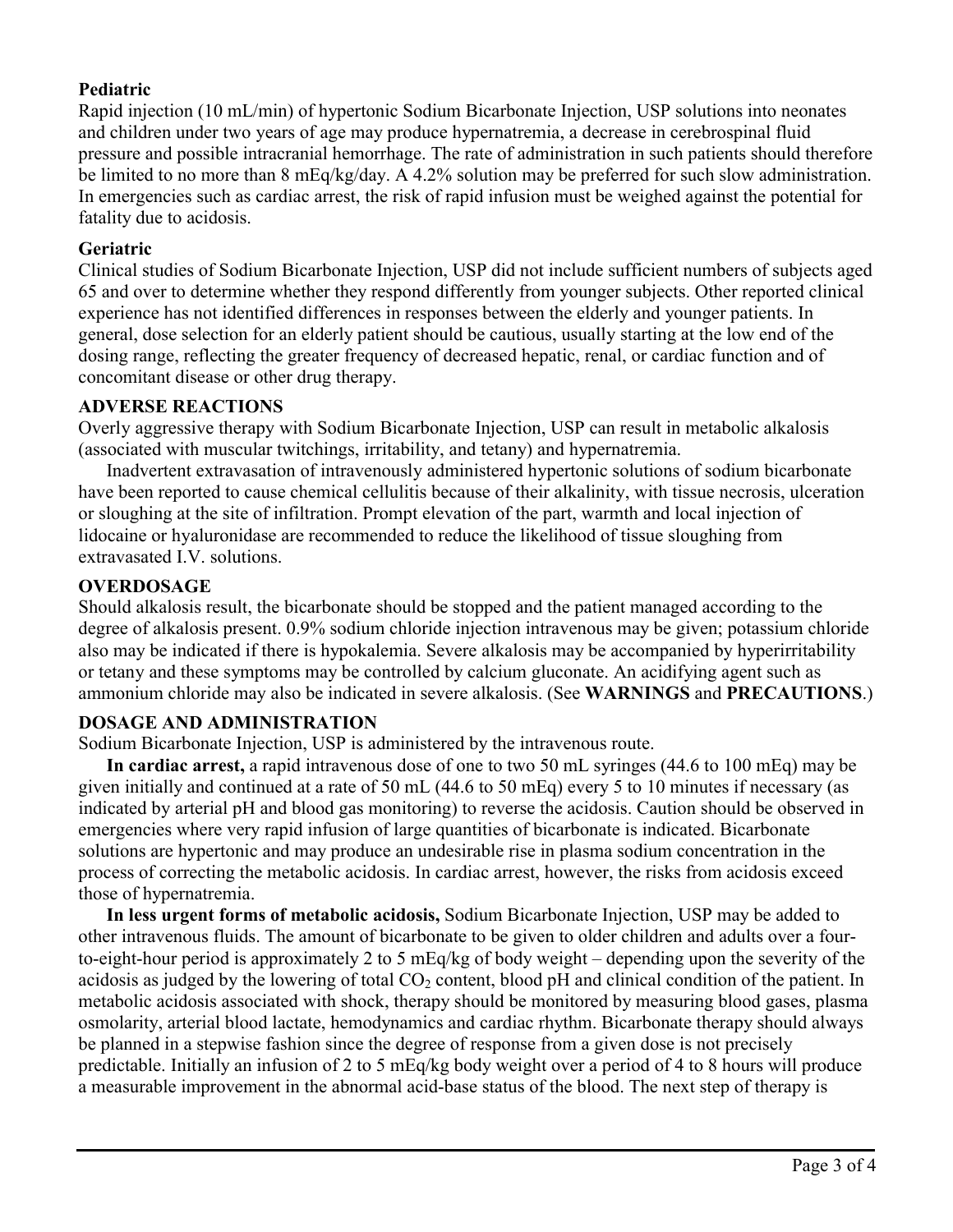### Pediatric

Rapid injection (10 mL/min) of hypertonic Sodium Bicarbonate Injection, USP solutions into neonates and children under two years of age may produce hypernatremia, a decrease in cerebrospinal fluid pressure and possible intracranial hemorrhage. The rate of administration in such patients should therefore be limited to no more than 8 mEq/kg/day. A 4.2% solution may be preferred for such slow administration. In emergencies such as cardiac arrest, the risk of rapid infusion must be weighed against the potential for fatality due to acidosis.

### Geriatric

Clinical studies of Sodium Bicarbonate Injection, USP did not include sufficient numbers of subjects aged 65 and over to determine whether they respond differently from younger subjects. Other reported clinical experience has not identified differences in responses between the elderly and younger patients. In general, dose selection for an elderly patient should be cautious, usually starting at the low end of the dosing range, reflecting the greater frequency of decreased hepatic, renal, or cardiac function and of concomitant disease or other drug therapy.

## ADVERSE REACTIONS

Overly aggressive therapy with Sodium Bicarbonate Injection, USP can result in metabolic alkalosis (associated with muscular twitchings, irritability, and tetany) and hypernatremia.

Inadvertent extravasation of intravenously administered hypertonic solutions of sodium bicarbonate have been reported to cause chemical cellulitis because of their alkalinity, with tissue necrosis, ulceration or sloughing at the site of infiltration. Prompt elevation of the part, warmth and local injection of lidocaine or hyaluronidase are recommended to reduce the likelihood of tissue sloughing from extravasated I.V. solutions.

## OVERDOSAGE

Should alkalosis result, the bicarbonate should be stopped and the patient managed according to the degree of alkalosis present. 0.9% sodium chloride injection intravenous may be given; potassium chloride also may be indicated if there is hypokalemia. Severe alkalosis may be accompanied by hyperirritability or tetany and these symptoms may be controlled by calcium gluconate. An acidifying agent such as ammonium chloride may also be indicated in severe alkalosis. (See **WARNINGS** and **PRECAUTIONS**.)

## DOSAGE AND ADMINISTRATION

Sodium Bicarbonate Injection, USP is administered by the intravenous route.

**In cardiac arrest,** a rapid intravenous dose of one to two 50 mL syringes (44.6 to 100 mEq) may be given initially and continued at a rate of 50 mL (44.6 to 50 mEq) every 5 to 10 minutes if necessary (as indicated by arterial pH and blood gas monitoring) to reverse the acidosis. Caution should be observed in emergencies where very rapid infusion of large quantities of bicarbonate is indicated. Bicarbonate solutions are hypertonic and may produce an undesirable rise in plasma sodium concentration in the process of correcting the metabolic acidosis. In cardiac arrest, however, the risks from acidosis exceed those of hypernatremia.

**In less urgent forms of metabolic acidosis,** Sodium Bicarbonate Injection, USP may be added to other intravenous fluids. The amount of bicarbonate to be given to older children and adults over a four-to-eight-hour period is approximately 2 to 5 mEq/kg of body weight – depending upon the severity of the acidosis as judged by the lowering of total $CO_2$ content, blood pH and clinical condition of the patient. In metabolic acidosis associated with shock, therapy should be monitored by measuring blood gases, plasma osmolarity, arterial blood lactate, hemodynamics and cardiac rhythm. Bicarbonate therapy should always be planned in a stepwise fashion since the degree of response from a given dose is not precisely predictable. Initially an infusion of 2 to 5 mEq/kg body weight over a period of 4 to 8 hours will produce a measurable improvement in the abnormal acid-base status of the blood. The next step of therapy is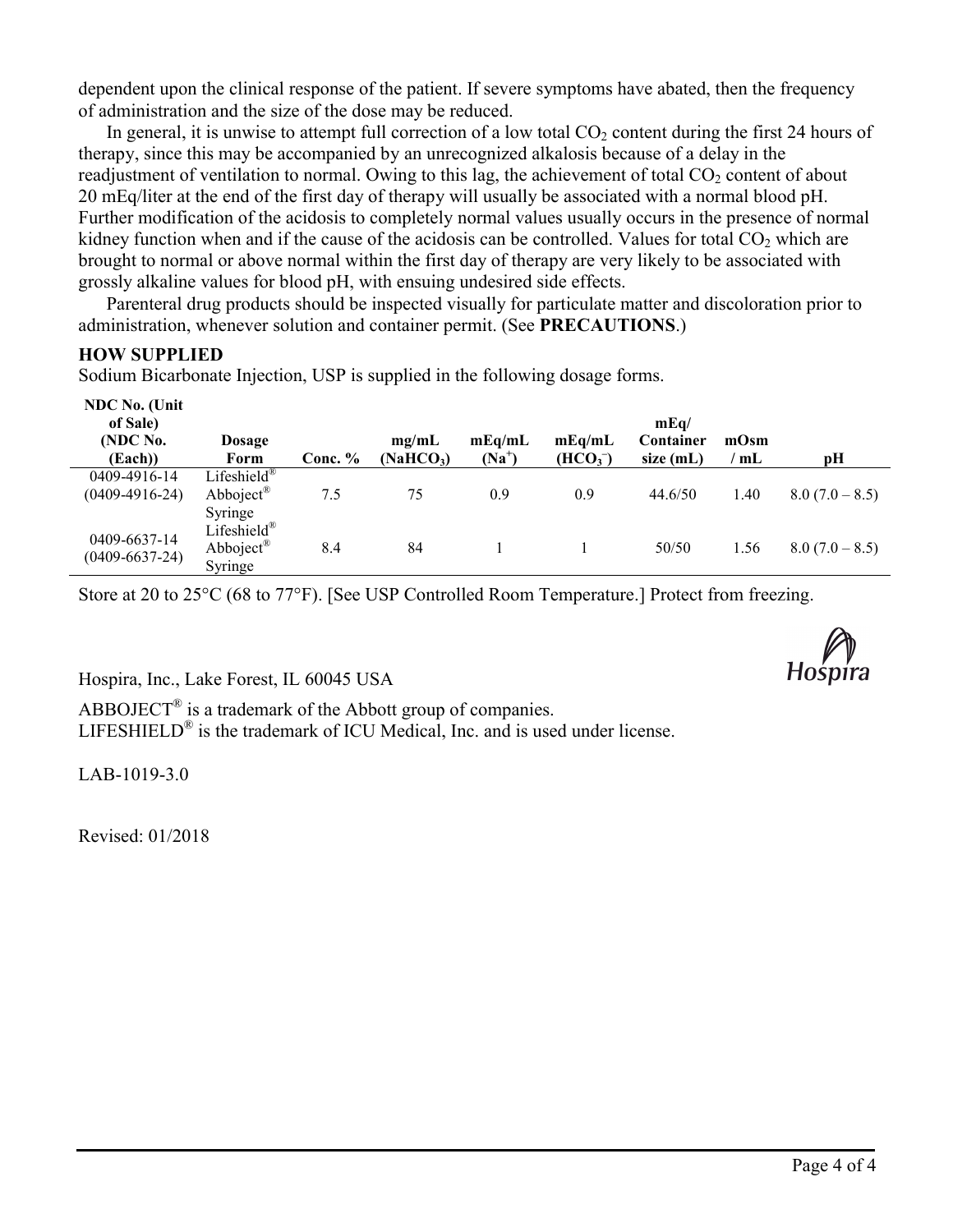dependent upon the clinical response of the patient. If severe symptoms have abated, then the frequency of administration and the size of the dose may be reduced.

In general, it is unwise to attempt full correction of a low total $CO_2$ content during the first 24 hours of therapy, since this may be accompanied by an unrecognized alkalosis because of a delay in the readjustment of ventilation to normal. Owing to this lag, the achievement of total $CO_2$ content of about 20 mEq/liter at the end of the first day of therapy will usually be associated with a normal blood pH. Further modification of the acidosis to completely normal values usually occurs in the presence of normal kidney function when and if the cause of the acidosis can be controlled. Values for total $CO_2$ which are brought to normal or above normal within the first day of therapy are very likely to be associated with grossly alkaline values for blood pH, with ensuing undesired side effects.

Parenteral drug products should be inspected visually for particulate matter and discoloration prior to administration, whenever solution and container permit. (See **PRECAUTIONS**.)

## HOW SUPPLIED

Sodium Bicarbonate Injection, USP is supplied in the following dosage forms.

| NDC No. (Unit of Sale) (NDC No. (Each)) | Dosage Form | Conc. % | mg/mL ($NaHCO_3$) | mEq/mL ($Na^+$) | mEq/mL ($HCO_3^-$) | mEq/ Container size (mL) | mOsm / mL | pH |
|---|---|---|---|---|---|---|---|---|
| 0409-4916-14 (0409-4916-24) | Lifeshield® Abboject® Syringe | 7.5 | 75 | 0.9 | 0.9 | 44.6/50 | 1.40 | 8.0 (7.0 – 8.5) |
| 0409-6637-14 (0409-6637-24) | Lifeshield® Abboject® Syringe | 8.4 | 84 | 1 | 1 | 50/50 | 1.56 | 8.0 (7.0 – 8.5) |

Store at 20 to 25°C (68 to 77°F). [See USP Controlled Room Temperature.] Protect from freezing.

Hospira, Inc., Lake Forest, IL 60045 USA

ABBOJECT® is a trademark of the Abbott group of companies.
LIFESHIELD® is the trademark of ICU Medical, Inc. and is used under license.

LAB-1019-3.0

Revised: 01/2018